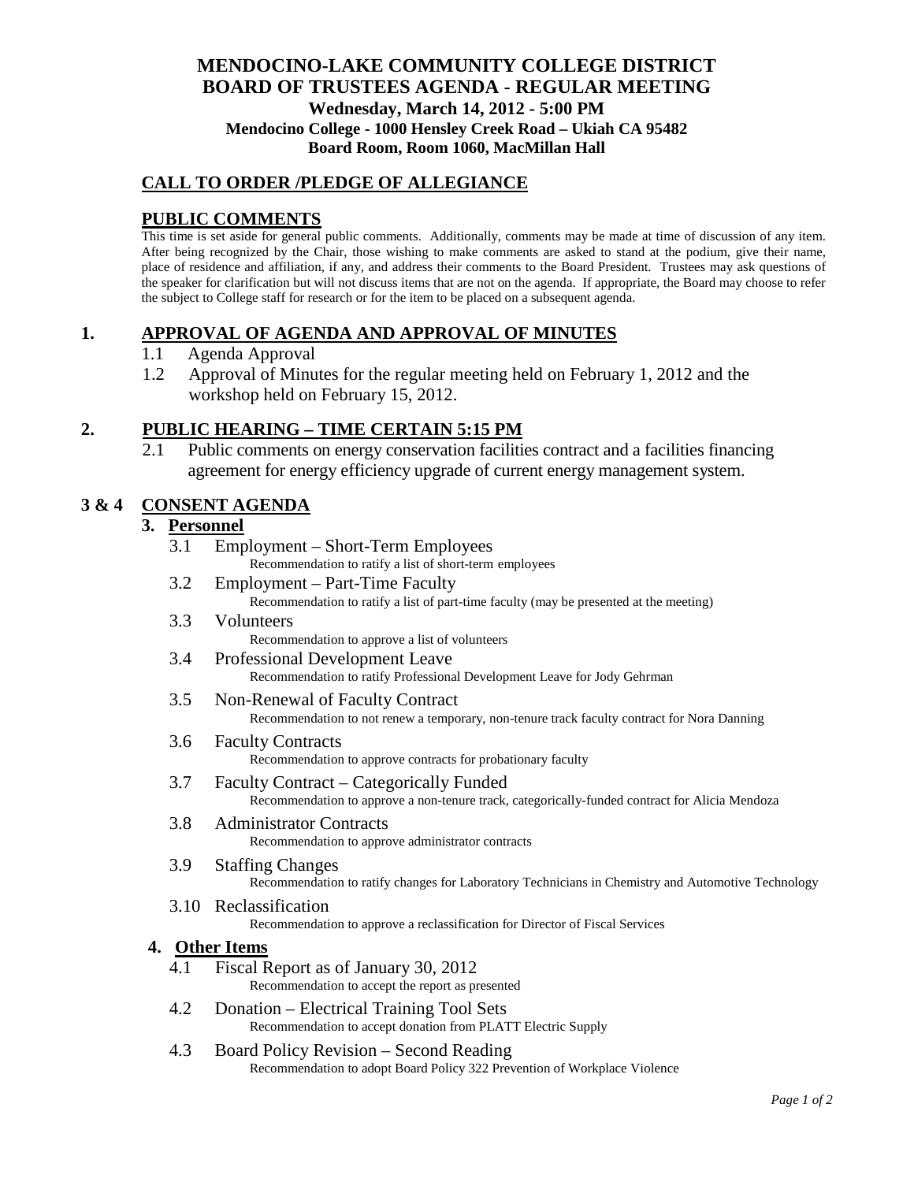# MENDOCINO-LAKE COMMUNITY COLLEGE DISTRICT
# BOARD OF TRUSTEES AGENDA - REGULAR MEETING

**Wednesday, March 14, 2012 - 5:00 PM**
**Mendocino College - 1000 Hensley Creek Road – Ukiah CA 95482**
**Board Room, Room 1060, MacMillan Hall**

## CALL TO ORDER /PLEDGE OF ALLEGIANCE

## PUBLIC COMMENTS

This time is set aside for general public comments. Additionally, comments may be made at time of discussion of any item. After being recognized by the Chair, those wishing to make comments are asked to stand at the podium, give their name, place of residence and affiliation, if any, and address their comments to the Board President. Trustees may ask questions of the speaker for clarification but will not discuss items that are not on the agenda. If appropriate, the Board may choose to refer the subject to College staff for research or for the item to be placed on a subsequent agenda.

## 1. APPROVAL OF AGENDA AND APPROVAL OF MINUTES

1.1 Agenda Approval

1.2 Approval of Minutes for the regular meeting held on February 1, 2012 and the workshop held on February 15, 2012.

## 2. PUBLIC HEARING – TIME CERTAIN 5:15 PM

2.1 Public comments on energy conservation facilities contract and a facilities financing agreement for energy efficiency upgrade of current energy management system.

## 3 & 4 CONSENT AGENDA

### 3. Personnel

3.1 Employment – Short-Term Employees
Recommendation to ratify a list of short-term employees

3.2 Employment – Part-Time Faculty
Recommendation to ratify a list of part-time faculty (may be presented at the meeting)

3.3 Volunteers
Recommendation to approve a list of volunteers

3.4 Professional Development Leave
Recommendation to ratify Professional Development Leave for Jody Gehrman

3.5 Non-Renewal of Faculty Contract
Recommendation to not renew a temporary, non-tenure track faculty contract for Nora Danning

3.6 Faculty Contracts
Recommendation to approve contracts for probationary faculty

3.7 Faculty Contract – Categorically Funded
Recommendation to approve a non-tenure track, categorically-funded contract for Alicia Mendoza

3.8 Administrator Contracts
Recommendation to approve administrator contracts

3.9 Staffing Changes
Recommendation to ratify changes for Laboratory Technicians in Chemistry and Automotive Technology

3.10 Reclassification
Recommendation to approve a reclassification for Director of Fiscal Services

### 4. Other Items

4.1 Fiscal Report as of January 30, 2012
Recommendation to accept the report as presented

4.2 Donation – Electrical Training Tool Sets
Recommendation to accept donation from PLATT Electric Supply

4.3 Board Policy Revision – Second Reading
Recommendation to adopt Board Policy 322 Prevention of Workplace Violence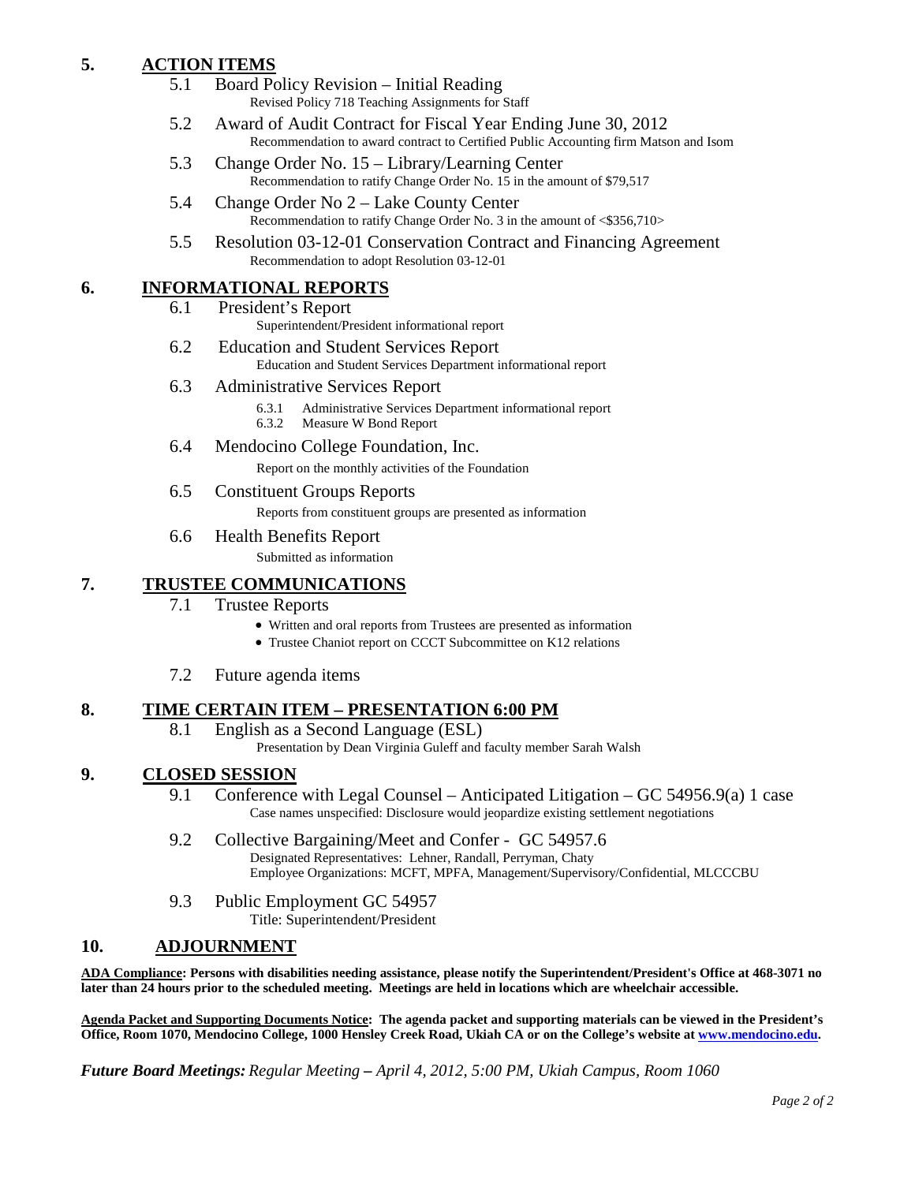## 5. ACTION ITEMS

5.1 Board Policy Revision – Initial Reading
Revised Policy 718 Teaching Assignments for Staff

5.2 Award of Audit Contract for Fiscal Year Ending June 30, 2012
Recommendation to award contract to Certified Public Accounting firm Matson and Isom

5.3 Change Order No. 15 – Library/Learning Center
Recommendation to ratify Change Order No. 15 in the amount of $79,517

5.4 Change Order No 2 – Lake County Center
Recommendation to ratify Change Order No. 3 in the amount of <$356,710>

5.5 Resolution 03-12-01 Conservation Contract and Financing Agreement
Recommendation to adopt Resolution 03-12-01

## 6. INFORMATIONAL REPORTS

6.1 President's Report
Superintendent/President informational report

6.2 Education and Student Services Report
Education and Student Services Department informational report

6.3 Administrative Services Report

6.3.1 Administrative Services Department informational report
6.3.2 Measure W Bond Report

6.4 Mendocino College Foundation, Inc.
Report on the monthly activities of the Foundation

6.5 Constituent Groups Reports
Reports from constituent groups are presented as information

6.6 Health Benefits Report
Submitted as information

## 7. TRUSTEE COMMUNICATIONS

7.1 Trustee Reports

- Written and oral reports from Trustees are presented as information
- Trustee Chaniot report on CCCT Subcommittee on K12 relations

7.2 Future agenda items

## 8. TIME CERTAIN ITEM – PRESENTATION 6:00 PM

8.1 English as a Second Language (ESL)
Presentation by Dean Virginia Guleff and faculty member Sarah Walsh

## 9. CLOSED SESSION

9.1 Conference with Legal Counsel – Anticipated Litigation – GC 54956.9(a) 1 case
Case names unspecified: Disclosure would jeopardize existing settlement negotiations

9.2 Collective Bargaining/Meet and Confer - GC 54957.6
Designated Representatives: Lehner, Randall, Perryman, Chaty
Employee Organizations: MCFT, MPFA, Management/Supervisory/Confidential, MLCCCBU

9.3 Public Employment GC 54957
Title: Superintendent/President

## 10. ADJOURNMENT

**ADA Compliance: Persons with disabilities needing assistance, please notify the Superintendent/President's Office at 468-3071 no later than 24 hours prior to the scheduled meeting. Meetings are held in locations which are wheelchair accessible.**

**Agenda Packet and Supporting Documents Notice: The agenda packet and supporting materials can be viewed in the President's Office, Room 1070, Mendocino College, 1000 Hensley Creek Road, Ukiah CA or on the College's website at www.mendocino.edu.**

***Future Board Meetings:*** *Regular Meeting – April 4, 2012, 5:00 PM, Ukiah Campus, Room 1060*